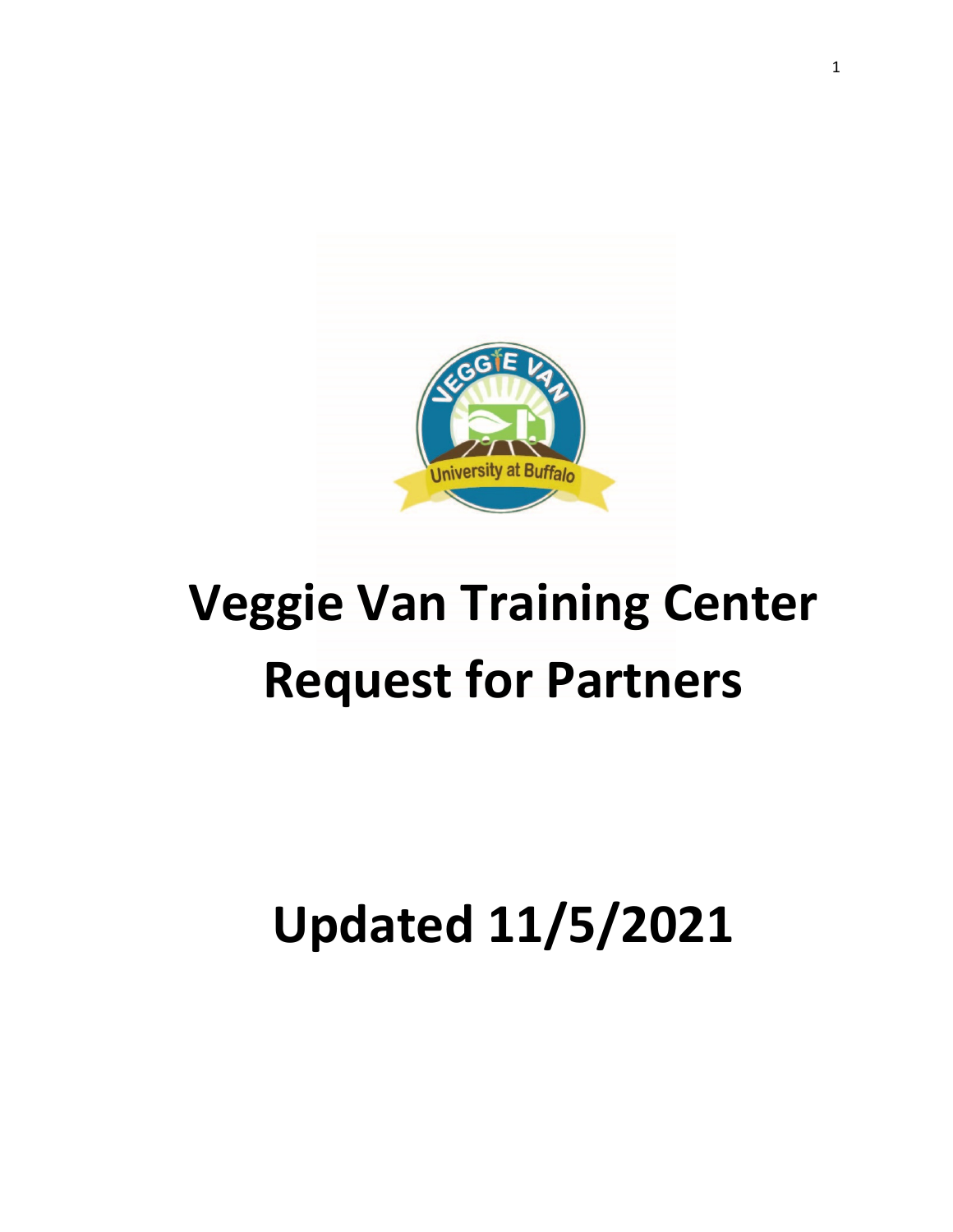# Veggie Van Training Center Request for Partners

# Updated 11/5/2021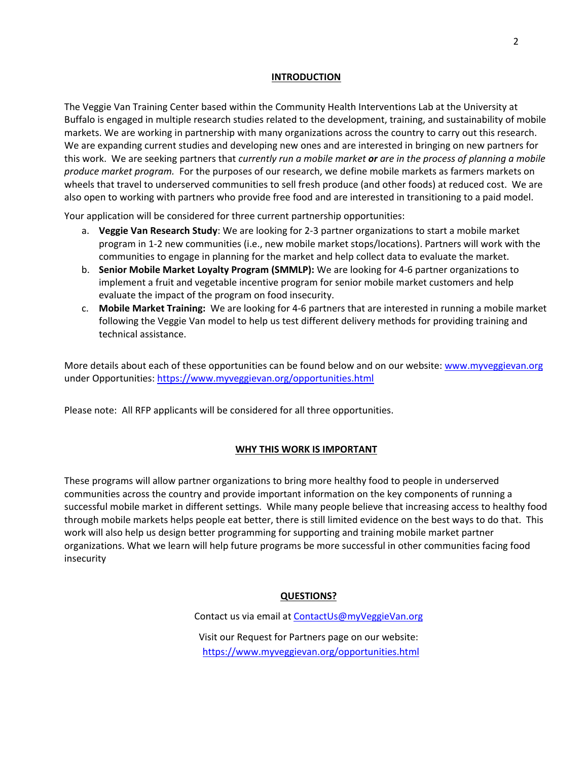## INTRODUCTION

The Veggie Van Training Center based within the Community Health Interventions Lab at the University at Buffalo is engaged in multiple research studies related to the development, training, and sustainability of mobile markets. We are working in partnership with many organizations across the country to carry out this research. We are expanding current studies and developing new ones and are interested in bringing on new partners for this work. We are seeking partners that *currently run a mobile market* ***or*** *are in the process of planning a mobile produce market program.* For the purposes of our research, we define mobile markets as farmers markets on wheels that travel to underserved communities to sell fresh produce (and other foods) at reduced cost. We are also open to working with partners who provide free food and are interested in transitioning to a paid model.

Your application will be considered for three current partnership opportunities:

a. **Veggie Van Research Study**: We are looking for 2-3 partner organizations to start a mobile market program in 1-2 new communities (i.e., new mobile market stops/locations). Partners will work with the communities to engage in planning for the market and help collect data to evaluate the market.
b. **Senior Mobile Market Loyalty Program (SMMLP):** We are looking for 4-6 partner organizations to implement a fruit and vegetable incentive program for senior mobile market customers and help evaluate the impact of the program on food insecurity.
c. **Mobile Market Training:** We are looking for 4-6 partners that are interested in running a mobile market following the Veggie Van model to help us test different delivery methods for providing training and technical assistance.

More details about each of these opportunities can be found below and on our website: [www.myveggievan.org](www.myveggievan.org) under Opportunities: [https://www.myveggievan.org/opportunities.html](https://www.myveggievan.org/opportunities.html)

Please note: All RFP applicants will be considered for all three opportunities.

## WHY THIS WORK IS IMPORTANT

These programs will allow partner organizations to bring more healthy food to people in underserved communities across the country and provide important information on the key components of running a successful mobile market in different settings. While many people believe that increasing access to healthy food through mobile markets helps people eat better, there is still limited evidence on the best ways to do that. This work will also help us design better programming for supporting and training mobile market partner organizations. What we learn will help future programs be more successful in other communities facing food insecurity

## QUESTIONS?

Contact us via email at [ContactUs@myVeggieVan.org](mailto:ContactUs@myVeggieVan.org)

Visit our Request for Partners page on our website: [https://www.myveggievan.org/opportunities.html](https://www.myveggievan.org/opportunities.html)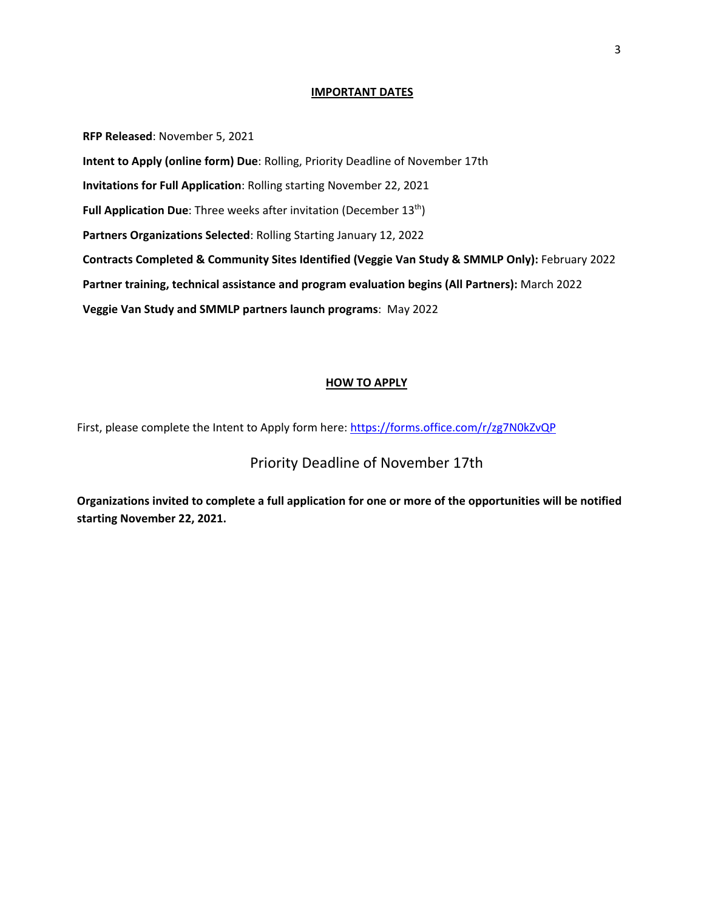## IMPORTANT DATES

**RFP Released**: November 5, 2021

**Intent to Apply (online form) Due**: Rolling, Priority Deadline of November 17th

**Invitations for Full Application**: Rolling starting November 22, 2021

**Full Application Due**: Three weeks after invitation (December 13th)

**Partners Organizations Selected**: Rolling Starting January 12, 2022

**Contracts Completed & Community Sites Identified (Veggie Van Study & SMMLP Only):** February 2022

**Partner training, technical assistance and program evaluation begins (All Partners):** March 2022

**Veggie Van Study and SMMLP partners launch programs**: May 2022

## HOW TO APPLY

First, please complete the Intent to Apply form here: https://forms.office.com/r/zg7N0kZvQP

Priority Deadline of November 17th

**Organizations invited to complete a full application for one or more of the opportunities will be notified starting November 22, 2021.**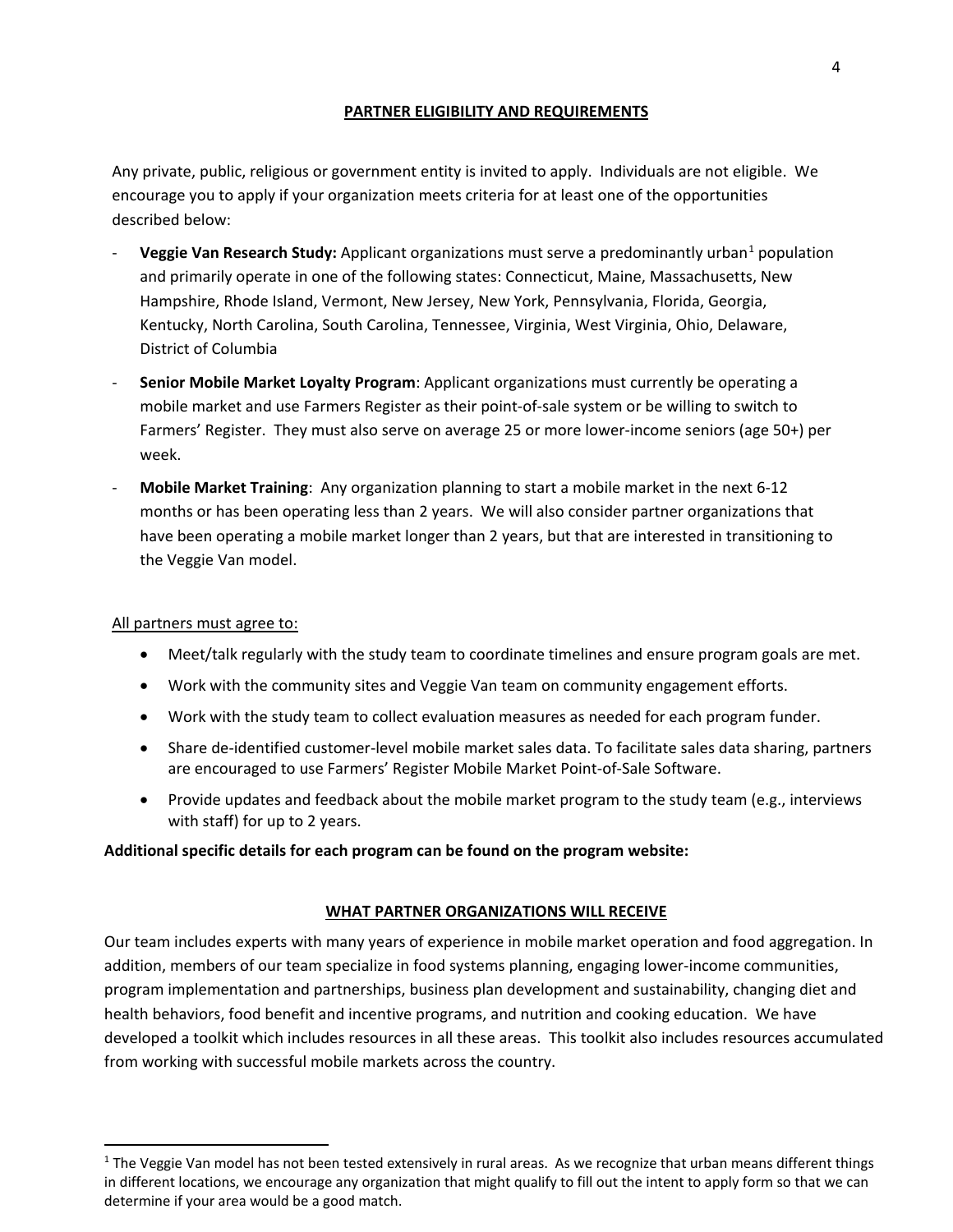## PARTNER ELIGIBILITY AND REQUIREMENTS

Any private, public, religious or government entity is invited to apply. Individuals are not eligible. We encourage you to apply if your organization meets criteria for at least one of the opportunities described below:

- **Veggie Van Research Study:** Applicant organizations must serve a predominantly urban[1] population and primarily operate in one of the following states: Connecticut, Maine, Massachusetts, New Hampshire, Rhode Island, Vermont, New Jersey, New York, Pennsylvania, Florida, Georgia, Kentucky, North Carolina, South Carolina, Tennessee, Virginia, West Virginia, Ohio, Delaware, District of Columbia
- **Senior Mobile Market Loyalty Program**: Applicant organizations must currently be operating a mobile market and use Farmers Register as their point-of-sale system or be willing to switch to Farmers' Register. They must also serve on average 25 or more lower-income seniors (age 50+) per week.
- **Mobile Market Training**: Any organization planning to start a mobile market in the next 6-12 months or has been operating less than 2 years. We will also consider partner organizations that have been operating a mobile market longer than 2 years, but that are interested in transitioning to the Veggie Van model.

All partners must agree to:

- Meet/talk regularly with the study team to coordinate timelines and ensure program goals are met.
- Work with the community sites and Veggie Van team on community engagement efforts.
- Work with the study team to collect evaluation measures as needed for each program funder.
- Share de-identified customer-level mobile market sales data. To facilitate sales data sharing, partners are encouraged to use Farmers' Register Mobile Market Point-of-Sale Software.
- Provide updates and feedback about the mobile market program to the study team (e.g., interviews with staff) for up to 2 years.

**Additional specific details for each program can be found on the program website:**

## WHAT PARTNER ORGANIZATIONS WILL RECEIVE

Our team includes experts with many years of experience in mobile market operation and food aggregation. In addition, members of our team specialize in food systems planning, engaging lower-income communities, program implementation and partnerships, business plan development and sustainability, changing diet and health behaviors, food benefit and incentive programs, and nutrition and cooking education. We have developed a toolkit which includes resources in all these areas. This toolkit also includes resources accumulated from working with successful mobile markets across the country.

[1] The Veggie Van model has not been tested extensively in rural areas. As we recognize that urban means different things in different locations, we encourage any organization that might qualify to fill out the intent to apply form so that we can determine if your area would be a good match.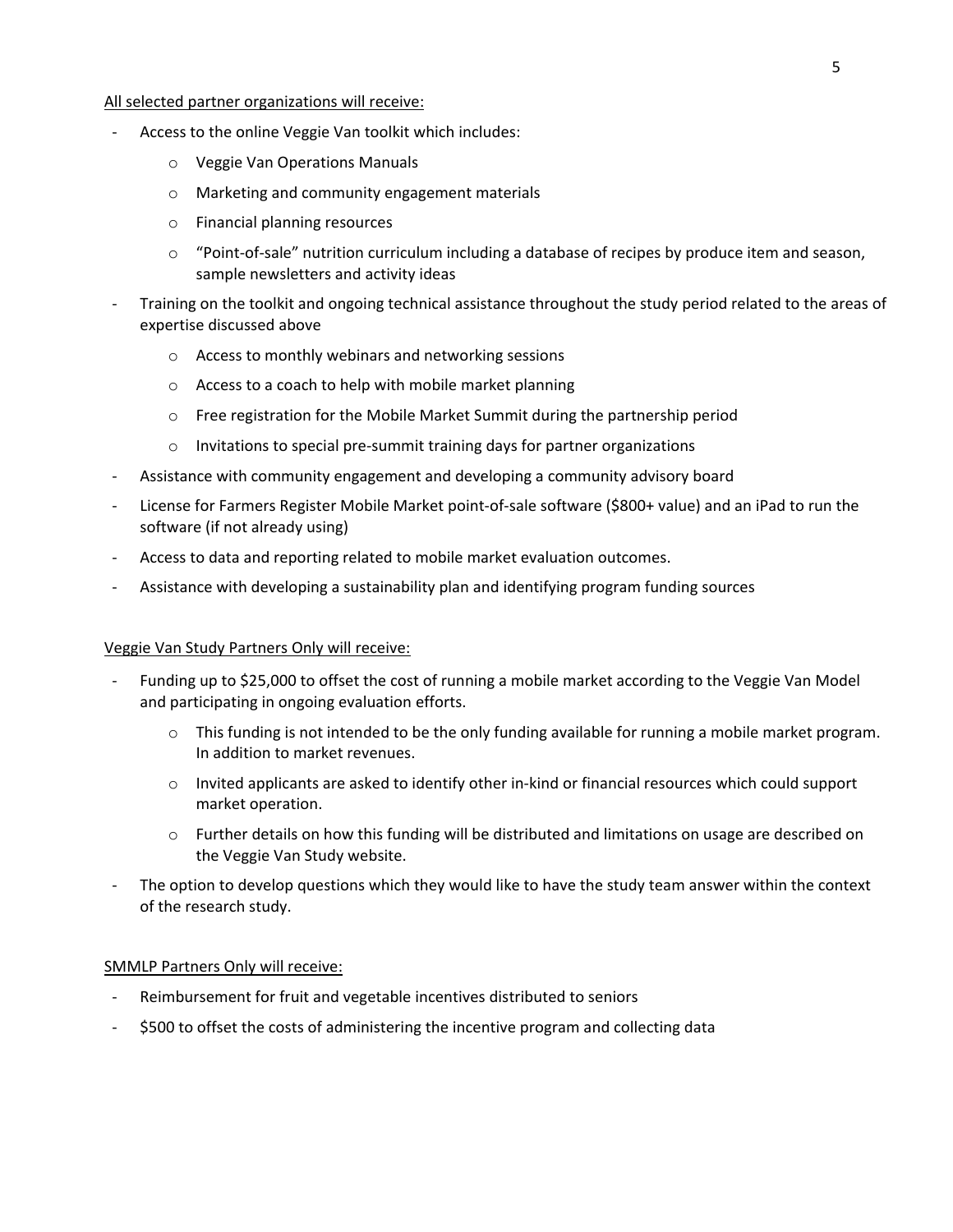<u>All selected partner organizations will receive:</u>

- Access to the online Veggie Van toolkit which includes:
  - Veggie Van Operations Manuals
  - Marketing and community engagement materials
  - Financial planning resources
  - "Point-of-sale" nutrition curriculum including a database of recipes by produce item and season, sample newsletters and activity ideas
- Training on the toolkit and ongoing technical assistance throughout the study period related to the areas of expertise discussed above
  - Access to monthly webinars and networking sessions
  - Access to a coach to help with mobile market planning
  - Free registration for the Mobile Market Summit during the partnership period
  - Invitations to special pre-summit training days for partner organizations
- Assistance with community engagement and developing a community advisory board
- License for Farmers Register Mobile Market point-of-sale software ($800+ value) and an iPad to run the software (if not already using)
- Access to data and reporting related to mobile market evaluation outcomes.
- Assistance with developing a sustainability plan and identifying program funding sources

<u>Veggie Van Study Partners Only will receive:</u>

- Funding up to $25,000 to offset the cost of running a mobile market according to the Veggie Van Model and participating in ongoing evaluation efforts.
  - This funding is not intended to be the only funding available for running a mobile market program. In addition to market revenues.
  - Invited applicants are asked to identify other in-kind or financial resources which could support market operation.
  - Further details on how this funding will be distributed and limitations on usage are described on the Veggie Van Study website.
- The option to develop questions which they would like to have the study team answer within the context of the research study.

<u>SMMLP Partners Only will receive:</u>

- Reimbursement for fruit and vegetable incentives distributed to seniors
- $500 to offset the costs of administering the incentive program and collecting data